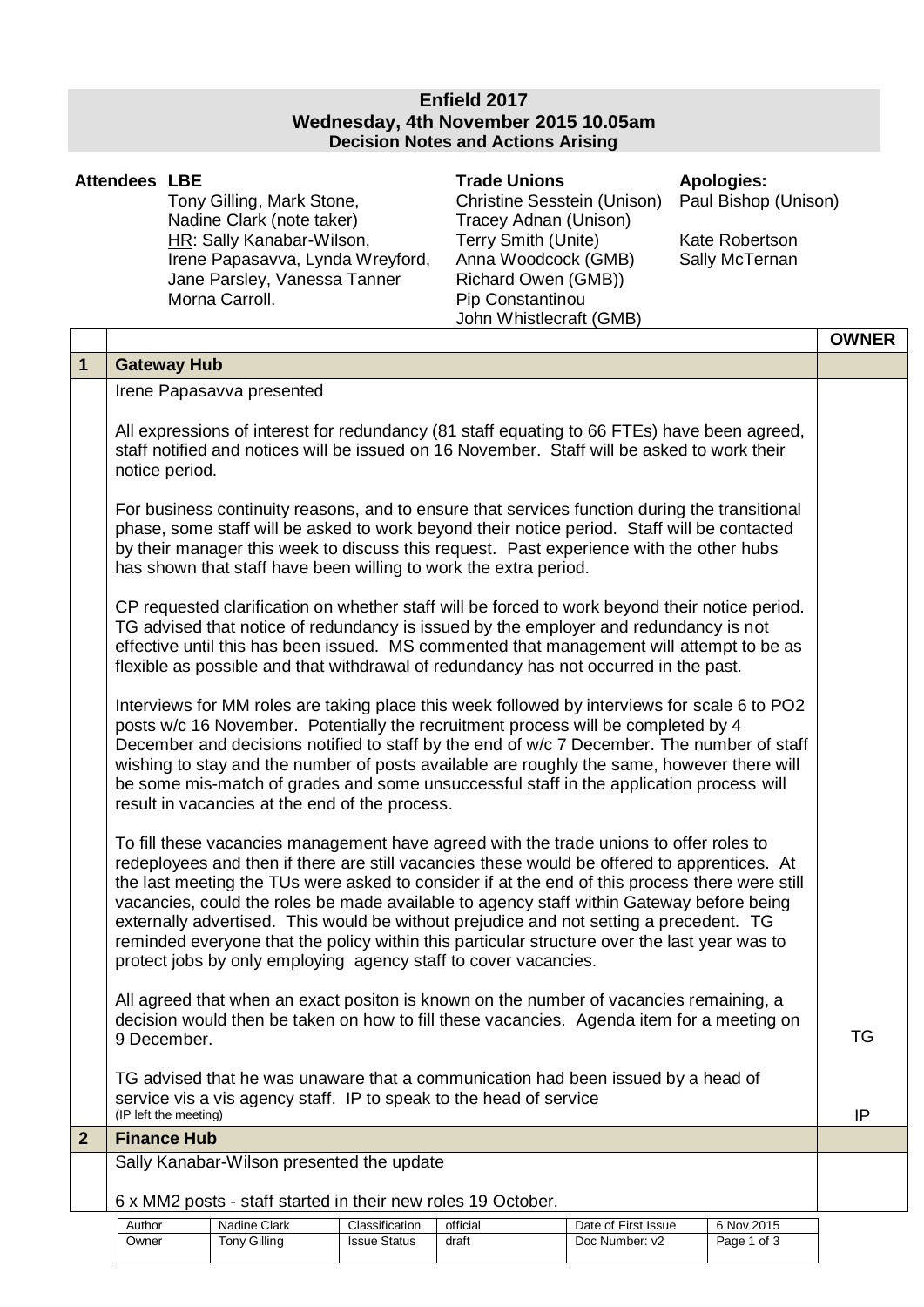# Enfield 2017
## Wednesday, 4th November 2015 10.05am
### Decision Notes and Actions Arising

| Attendees | LBE | Trade Unions | Apologies: |
|---|---|---|---|
| | Tony Gilling, Mark Stone, | Christine Sesstein (Unison) | Paul Bishop (Unison) |
| | Nadine Clark (note taker) | Tracey Adnan (Unison) | |
| | HR: Sally Kanabar-Wilson, | Terry Smith (Unite) | Kate Robertson |
| | Irene Papasavva, Lynda Wreyford, | Anna Woodcock (GMB) | Sally McTernan |
| | Jane Parsley, Vanessa Tanner | Richard Owen (GMB)) | |
| | Morna Carroll. | Pip Constantinou | |
| | | John Whistlecraft (GMB) | |

| | | OWNER |
|---|---|---|
| **1** | **Gateway Hub** | |
| | Irene Papasavva presented | |
| | All expressions of interest for redundancy (81 staff equating to 66 FTEs) have been agreed, staff notified and notices will be issued on 16 November. Staff will be asked to work their notice period. | |
| | For business continuity reasons, and to ensure that services function during the transitional phase, some staff will be asked to work beyond their notice period. Staff will be contacted by their manager this week to discuss this request. Past experience with the other hubs has shown that staff have been willing to work the extra period. | |
| | CP requested clarification on whether staff will be forced to work beyond their notice period. TG advised that notice of redundancy is issued by the employer and redundancy is not effective until this has been issued. MS commented that management will attempt to be as flexible as possible and that withdrawal of redundancy has not occurred in the past. | |
| | Interviews for MM roles are taking place this week followed by interviews for scale 6 to PO2 posts w/c 16 November. Potentially the recruitment process will be completed by 4 December and decisions notified to staff by the end of w/c 7 December. The number of staff wishing to stay and the number of posts available are roughly the same, however there will be some mis-match of grades and some unsuccessful staff in the application process will result in vacancies at the end of the process. | |
| | To fill these vacancies management have agreed with the trade unions to offer roles to redeployees and then if there are still vacancies these would be offered to apprentices. At the last meeting the TUs were asked to consider if at the end of this process there were still vacancies, could the roles be made available to agency staff within Gateway before being externally advertised. This would be without prejudice and not setting a precedent. TG reminded everyone that the policy within this particular structure over the last year was to protect jobs by only employing agency staff to cover vacancies. | |
| | All agreed that when an exact positon is known on the number of vacancies remaining, a decision would then be taken on how to fill these vacancies. Agenda item for a meeting on 9 December. | TG |
| | TG advised that he was unaware that a communication had been issued by a head of service vis a vis agency staff. IP to speak to the head of service (IP left the meeting) | IP |
| **2** | **Finance Hub** | |
| | Sally Kanabar-Wilson presented the update | |
| | 6 x MM2 posts - staff started in their new roles 19 October. | |

| Author | Nadine Clark | Classification | official | Date of First Issue | 6 Nov 2015 |
|---|---|---|---|---|---|
| Owner | Tony Gilling | Issue Status | draft | Doc Number: v2 | |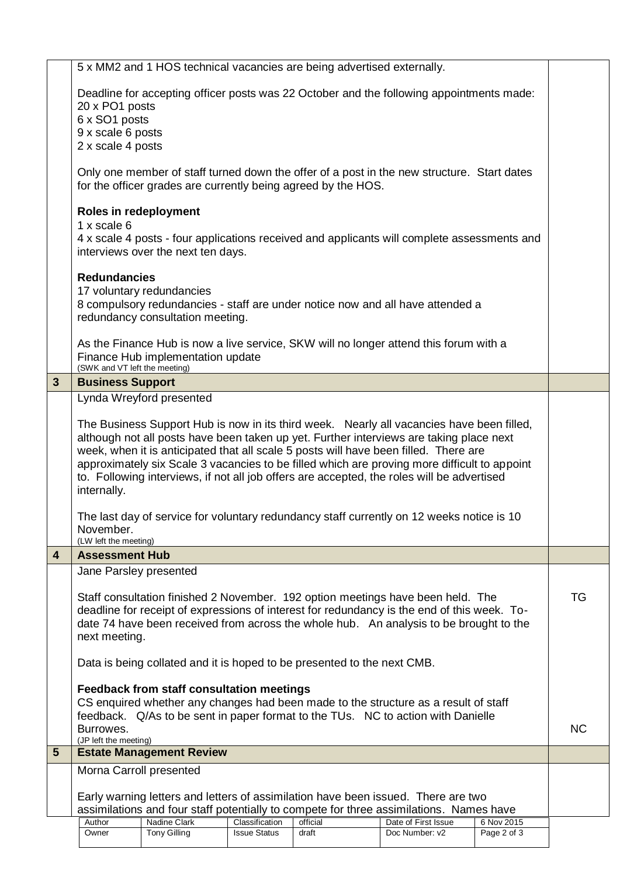| | | |
|---|---|---|
| | 5 x MM2 and 1 HOS technical vacancies are being advertised externally.<br><br>Deadline for accepting officer posts was 22 October and the following appointments made:<br>20 x PO1 posts<br>6 x SO1 posts<br>9 x scale 6 posts<br>2 x scale 4 posts<br><br>Only one member of staff turned down the offer of a post in the new structure. Start dates for the officer grades are currently being agreed by the HOS.<br><br>**Roles in redeployment**<br>1 x scale 6<br>4 x scale 4 posts - four applications received and applicants will complete assessments and interviews over the next ten days.<br><br>**Redundancies**<br>17 voluntary redundancies<br>8 compulsory redundancies - staff are under notice now and all have attended a redundancy consultation meeting.<br><br>As the Finance Hub is now a live service, SKW will no longer attend this forum with a Finance Hub implementation update<br>(SWK and VT left the meeting) | |
| **3** | **Business Support** | |
| | Lynda Wreyford presented<br><br>The Business Support Hub is now in its third week. Nearly all vacancies have been filled, although not all posts have been taken up yet. Further interviews are taking place next week, when it is anticipated that all scale 5 posts will have been filled. There are approximately six Scale 3 vacancies to be filled which are proving more difficult to appoint to. Following interviews, if not all job offers are accepted, the roles will be advertised internally.<br><br>The last day of service for voluntary redundancy staff currently on 12 weeks notice is 10 November.<br>(LW left the meeting) | |
| **4** | **Assessment Hub** | |
| | Jane Parsley presented<br><br>Staff consultation finished 2 November. 192 option meetings have been held. The deadline for receipt of expressions of interest for redundancy is the end of this week. To-date 74 have been received from across the whole hub. An analysis to be brought to the next meeting.<br><br>Data is being collated and it is hoped to be presented to the next CMB.<br><br>**Feedback from staff consultation meetings**<br>CS enquired whether any changes had been made to the structure as a result of staff feedback. Q/As to be sent in paper format to the TUs. NC to action with Danielle Burrowes.<br>(JP left the meeting) | TG<br><br>NC |
| **5** | **Estate Management Review** | |
| | Morna Carroll presented<br><br>Early warning letters and letters of assimilation have been issued. There are two assimilations and four staff potentially to compete for three assimilations. Names have | |

| Author | Nadine Clark | Classification | official | Date of First Issue | 6 Nov 2015 |
|---|---|---|---|---|---|
| Owner | Tony Gilling | Issue Status | draft | Doc Number: v2 | Page 2 of 3 |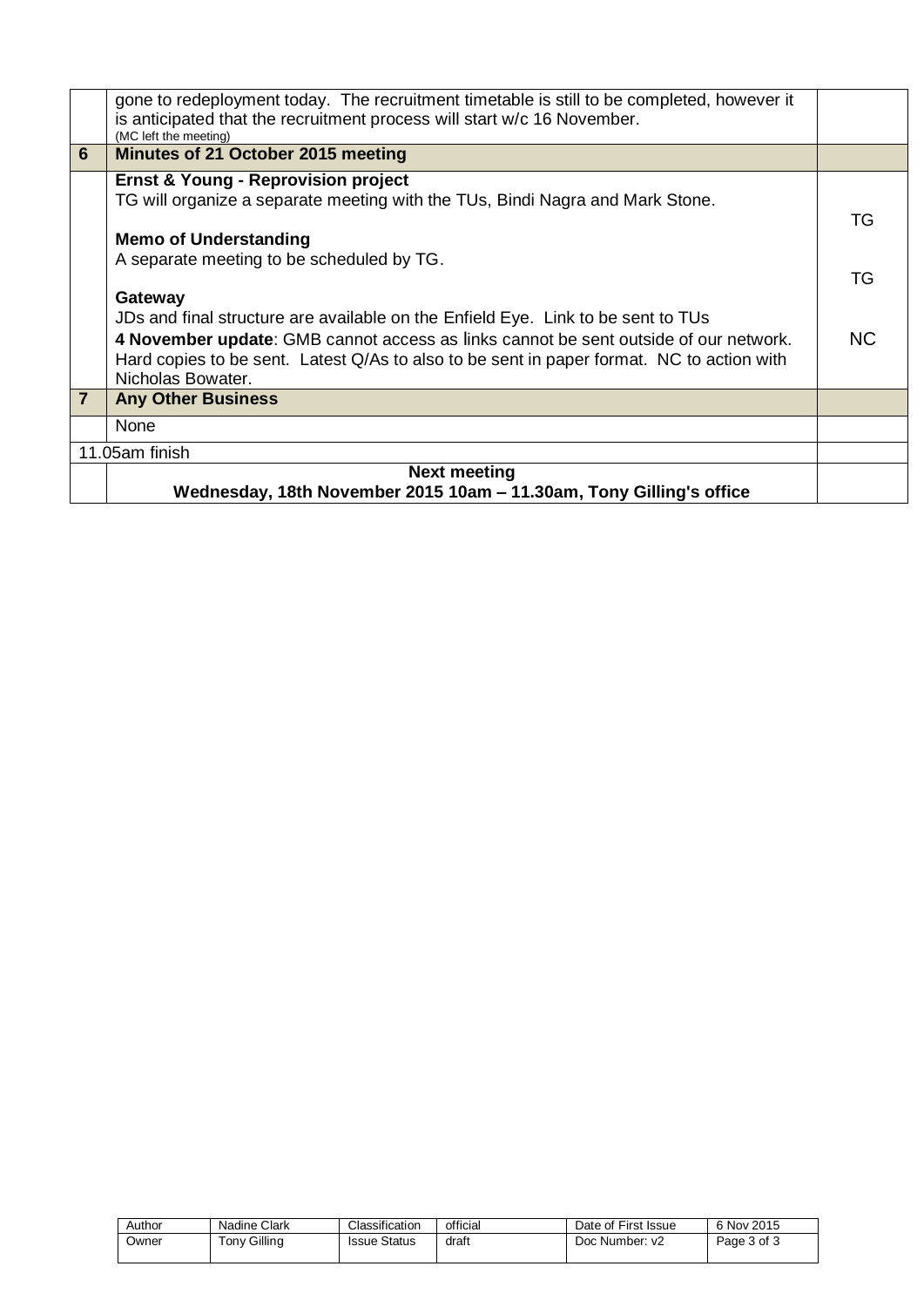| | | |
|---|---|---|
| | gone to redeployment today. The recruitment timetable is still to be completed, however it is anticipated that the recruitment process will start w/c 16 November.<br>(MC left the meeting) | |
| **6** | **Minutes of 21 October 2015 meeting** | |
| | **Ernst & Young - Reprovision project**<br>TG will organize a separate meeting with the TUs, Bindi Nagra and Mark Stone. | TG |
| | **Memo of Understanding**<br>A separate meeting to be scheduled by TG. | TG |
| | **Gateway**<br>JDs and final structure are available on the Enfield Eye. Link to be sent to TUs<br>**4 November update**: GMB cannot access as links cannot be sent outside of our network. Hard copies to be sent. Latest Q/As to also to be sent in paper format. NC to action with Nicholas Bowater. | NC |
| **7** | **Any Other Business** | |
| | None | |
| 11.05am finish | | |
| | **Next meeting**<br>**Wednesday, 18th November 2015 10am – 11.30am, Tony Gilling's office** | |

| Author | Nadine Clark | Classification | official | Date of First Issue | 6 Nov 2015 |
|---|---|---|---|---|---|
| Owner | Tony Gilling | Issue Status | draft | Doc Number: v2 | |